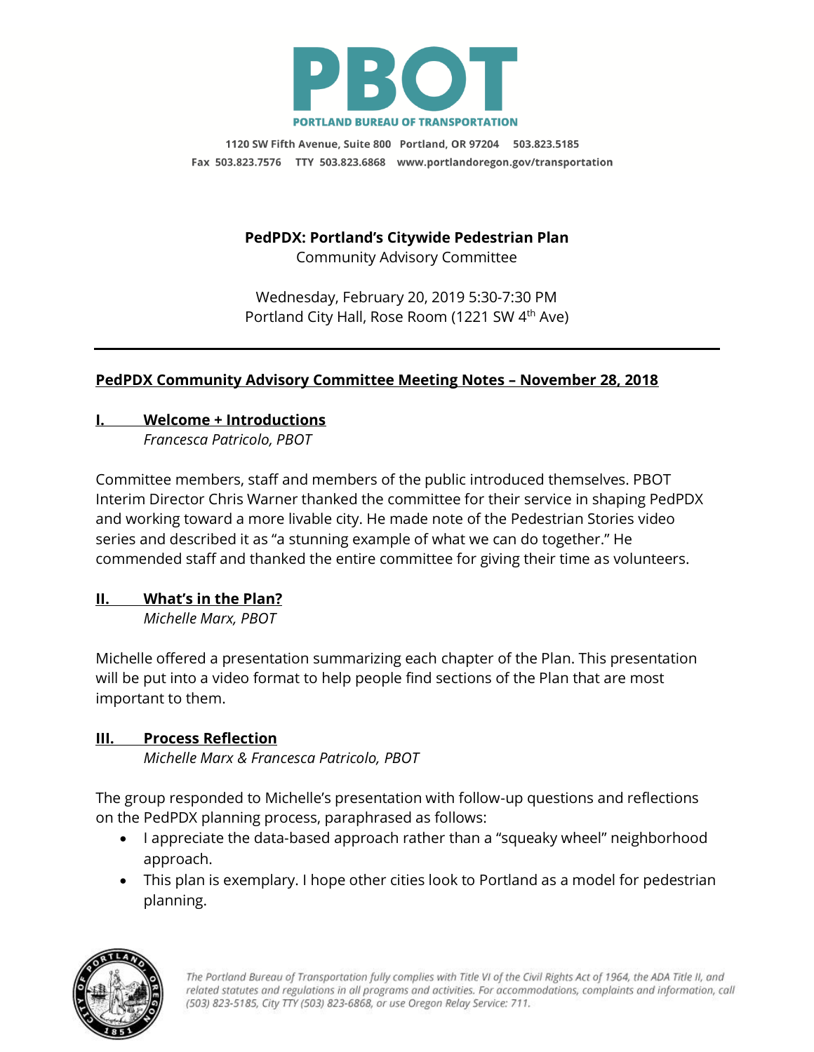**PBOT**

**PORTLAND BUREAU OF TRANSPORTATION**

1120 SW Fifth Avenue, Suite 800 Portland, OR 97204 503.823.5185
Fax 503.823.7576 TTY 503.823.6868 www.portlandoregon.gov/transportation

**PedPDX: Portland's Citywide Pedestrian Plan**
Community Advisory Committee

Wednesday, February 20, 2019 5:30-7:30 PM
Portland City Hall, Rose Room (1221 SW 4th Ave)

---

## PedPDX Community Advisory Committee Meeting Notes – November 28, 2018

### I. Welcome + Introductions
*Francesca Patricolo, PBOT*

Committee members, staff and members of the public introduced themselves. PBOT Interim Director Chris Warner thanked the committee for their service in shaping PedPDX and working toward a more livable city. He made note of the Pedestrian Stories video series and described it as "a stunning example of what we can do together." He commended staff and thanked the entire committee for giving their time as volunteers.

### II. What's in the Plan?
*Michelle Marx, PBOT*

Michelle offered a presentation summarizing each chapter of the Plan. This presentation will be put into a video format to help people find sections of the Plan that are most important to them.

### III. Process Reflection
*Michelle Marx & Francesca Patricolo, PBOT*

The group responded to Michelle's presentation with follow-up questions and reflections on the PedPDX planning process, paraphrased as follows:

- I appreciate the data-based approach rather than a "squeaky wheel" neighborhood approach.
- This plan is exemplary. I hope other cities look to Portland as a model for pedestrian planning.

*The Portland Bureau of Transportation fully complies with Title VI of the Civil Rights Act of 1964, the ADA Title II, and related statutes and regulations in all programs and activities. For accommodations, complaints and information, call (503) 823-5185, City TTY (503) 823-6868, or use Oregon Relay Service: 711.*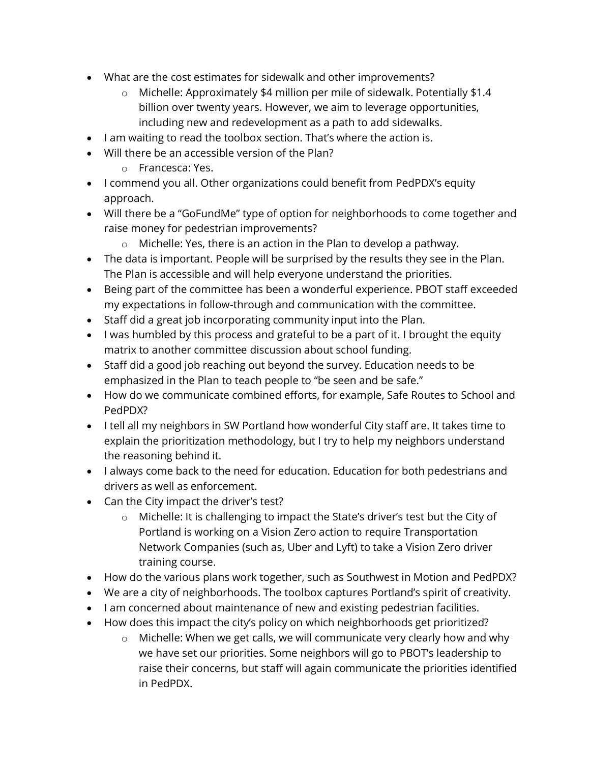- What are the cost estimates for sidewalk and other improvements?
    - Michelle: Approximately $4 million per mile of sidewalk. Potentially $1.4 billion over twenty years. However, we aim to leverage opportunities, including new and redevelopment as a path to add sidewalks.
- I am waiting to read the toolbox section. That's where the action is.
- Will there be an accessible version of the Plan?
    - Francesca: Yes.
- I commend you all. Other organizations could benefit from PedPDX's equity approach.
- Will there be a "GoFundMe" type of option for neighborhoods to come together and raise money for pedestrian improvements?
    - Michelle: Yes, there is an action in the Plan to develop a pathway.
- The data is important. People will be surprised by the results they see in the Plan. The Plan is accessible and will help everyone understand the priorities.
- Being part of the committee has been a wonderful experience. PBOT staff exceeded my expectations in follow-through and communication with the committee.
- Staff did a great job incorporating community input into the Plan.
- I was humbled by this process and grateful to be a part of it. I brought the equity matrix to another committee discussion about school funding.
- Staff did a good job reaching out beyond the survey. Education needs to be emphasized in the Plan to teach people to "be seen and be safe."
- How do we communicate combined efforts, for example, Safe Routes to School and PedPDX?
- I tell all my neighbors in SW Portland how wonderful City staff are. It takes time to explain the prioritization methodology, but I try to help my neighbors understand the reasoning behind it.
- I always come back to the need for education. Education for both pedestrians and drivers as well as enforcement.
- Can the City impact the driver's test?
    - Michelle: It is challenging to impact the State's driver's test but the City of Portland is working on a Vision Zero action to require Transportation Network Companies (such as, Uber and Lyft) to take a Vision Zero driver training course.
- How do the various plans work together, such as Southwest in Motion and PedPDX?
- We are a city of neighborhoods. The toolbox captures Portland's spirit of creativity.
- I am concerned about maintenance of new and existing pedestrian facilities.
- How does this impact the city's policy on which neighborhoods get prioritized?
    - Michelle: When we get calls, we will communicate very clearly how and why we have set our priorities. Some neighbors will go to PBOT's leadership to raise their concerns, but staff will again communicate the priorities identified in PedPDX.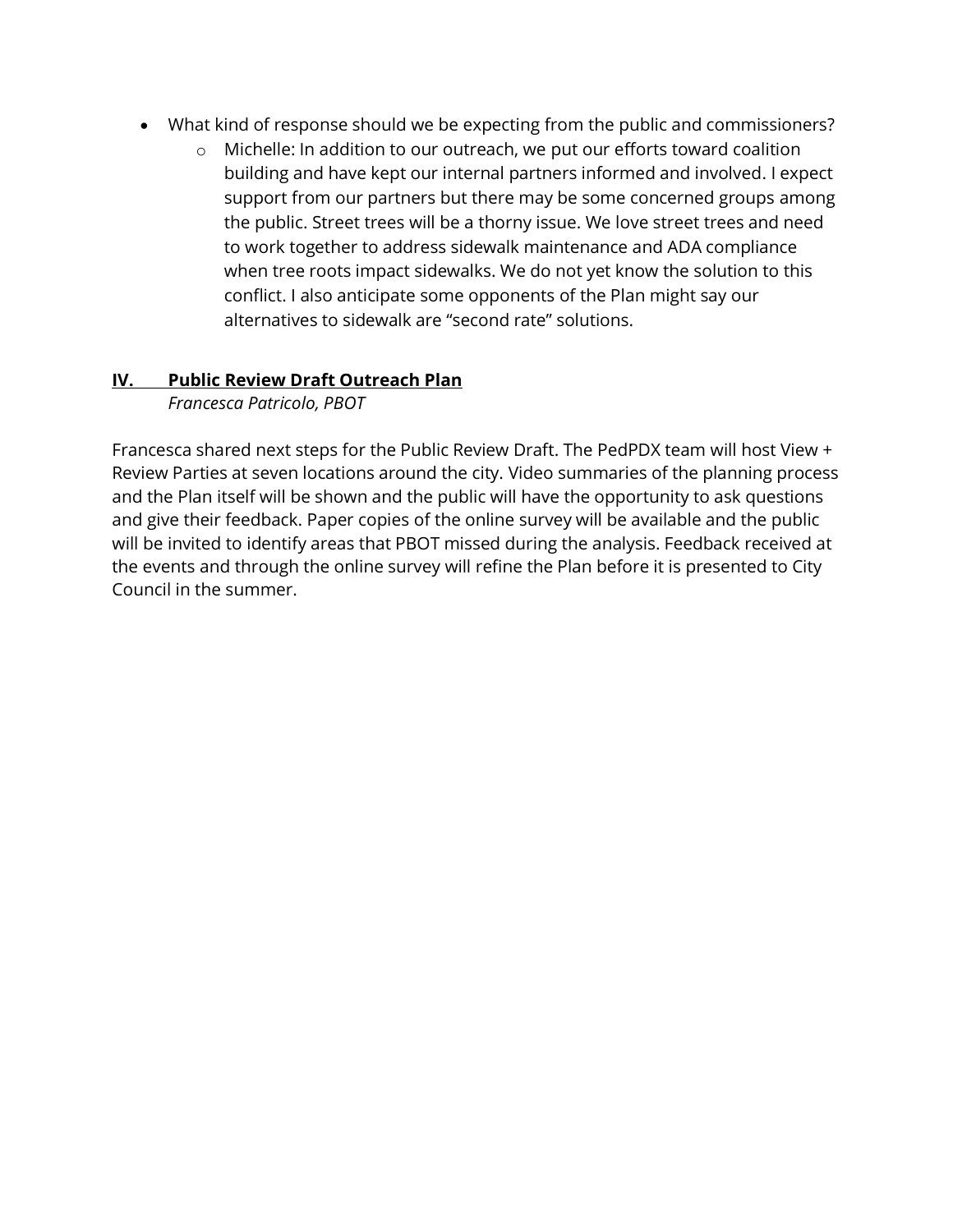- What kind of response should we be expecting from the public and commissioners?
    - Michelle: In addition to our outreach, we put our efforts toward coalition building and have kept our internal partners informed and involved. I expect support from our partners but there may be some concerned groups among the public. Street trees will be a thorny issue. We love street trees and need to work together to address sidewalk maintenance and ADA compliance when tree roots impact sidewalks. We do not yet know the solution to this conflict. I also anticipate some opponents of the Plan might say our alternatives to sidewalk are "second rate" solutions.

## IV. Public Review Draft Outreach Plan

*Francesca Patricolo, PBOT*

Francesca shared next steps for the Public Review Draft. The PedPDX team will host View + Review Parties at seven locations around the city. Video summaries of the planning process and the Plan itself will be shown and the public will have the opportunity to ask questions and give their feedback. Paper copies of the online survey will be available and the public will be invited to identify areas that PBOT missed during the analysis. Feedback received at the events and through the online survey will refine the Plan before it is presented to City Council in the summer.